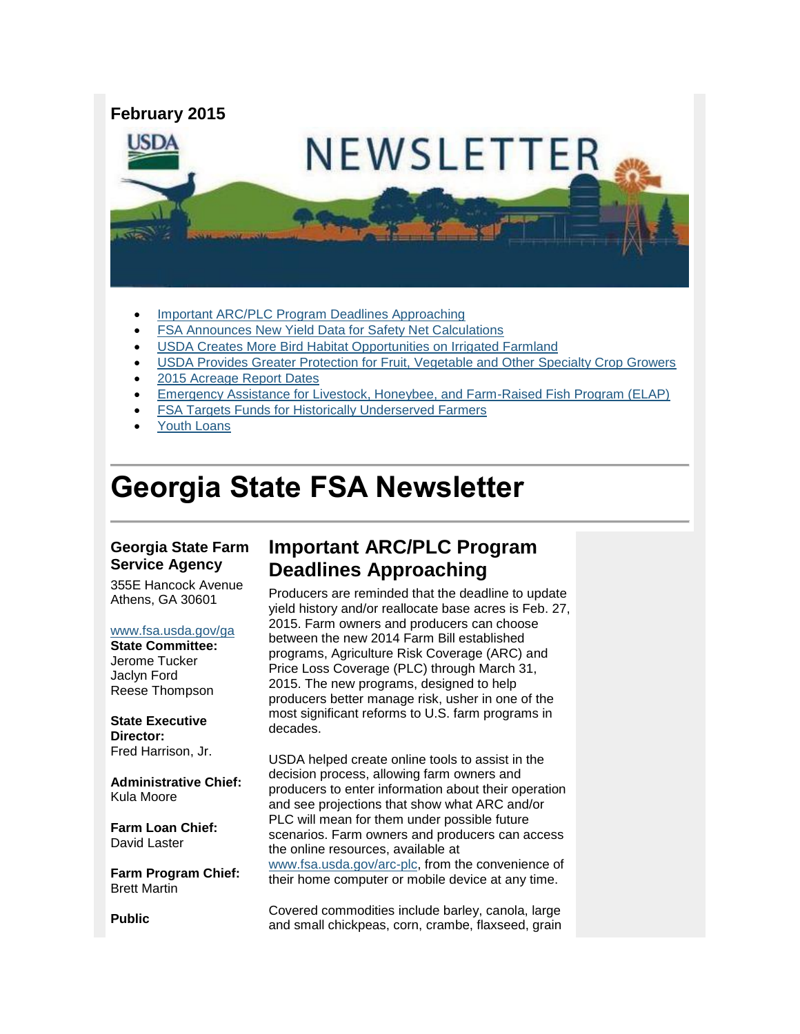**February 2015**

- Important ARC/PLC Program Deadlines Approaching
- FSA Announces New Yield Data for Safety Net Calculations
- USDA Creates More Bird Habitat Opportunities on Irrigated Farmland
- USDA Provides Greater Protection for Fruit, Vegetable and Other Specialty Crop Growers
- 2015 Acreage Report Dates
- Emergency Assistance for Livestock, Honeybee, and Farm-Raised Fish Program (ELAP)
- FSA Targets Funds for Historically Underserved Farmers
- Youth Loans

# Georgia State FSA Newsletter

## Important ARC/PLC Program Deadlines Approaching

Producers are reminded that the deadline to update yield history and/or reallocate base acres is Feb. 27, 2015. Farm owners and producers can choose between the new 2014 Farm Bill established programs, Agriculture Risk Coverage (ARC) and Price Loss Coverage (PLC) through March 31, 2015. The new programs, designed to help producers better manage risk, usher in one of the most significant reforms to U.S. farm programs in decades.

USDA helped create online tools to assist in the decision process, allowing farm owners and producers to enter information about their operation and see projections that show what ARC and/or PLC will mean for them under possible future scenarios. Farm owners and producers can access the online resources, available at www.fsa.usda.gov/arc-plc, from the convenience of their home computer or mobile device at any time.

Covered commodities include barley, canola, large and small chickpeas, corn, crambe, flaxseed, grain

**Georgia State Farm Service Agency**

355E Hancock Avenue
Athens, GA 30601

www.fsa.usda.gov/ga

**State Committee:**
Jerome Tucker
Jaclyn Ford
Reese Thompson

**State Executive Director:**
Fred Harrison, Jr.

**Administrative Chief:**
Kula Moore

**Farm Loan Chief:**
David Laster

**Farm Program Chief:**
Brett Martin

**Public**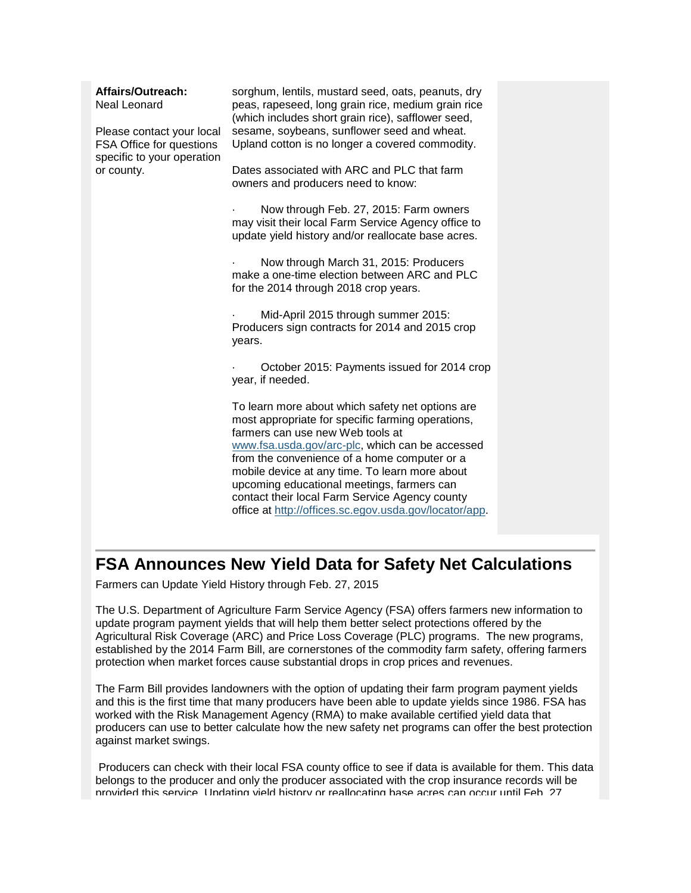**Affairs/Outreach:**
Neal Leonard

Please contact your local FSA Office for questions specific to your operation or county.

sorghum, lentils, mustard seed, oats, peanuts, dry peas, rapeseed, long grain rice, medium grain rice (which includes short grain rice), safflower seed, sesame, soybeans, sunflower seed and wheat. Upland cotton is no longer a covered commodity.

Dates associated with ARC and PLC that farm owners and producers need to know:

- Now through Feb. 27, 2015: Farm owners may visit their local Farm Service Agency office to update yield history and/or reallocate base acres.
- Now through March 31, 2015: Producers make a one-time election between ARC and PLC for the 2014 through 2018 crop years.
- Mid-April 2015 through summer 2015: Producers sign contracts for 2014 and 2015 crop years.
- October 2015: Payments issued for 2014 crop year, if needed.

To learn more about which safety net options are most appropriate for specific farming operations, farmers can use new Web tools at www.fsa.usda.gov/arc-plc, which can be accessed from the convenience of a home computer or a mobile device at any time. To learn more about upcoming educational meetings, farmers can contact their local Farm Service Agency county office at http://offices.sc.egov.usda.gov/locator/app.

## FSA Announces New Yield Data for Safety Net Calculations

Farmers can Update Yield History through Feb. 27, 2015

The U.S. Department of Agriculture Farm Service Agency (FSA) offers farmers new information to update program payment yields that will help them better select protections offered by the Agricultural Risk Coverage (ARC) and Price Loss Coverage (PLC) programs. The new programs, established by the 2014 Farm Bill, are cornerstones of the commodity farm safety, offering farmers protection when market forces cause substantial drops in crop prices and revenues.

The Farm Bill provides landowners with the option of updating their farm program payment yields and this is the first time that many producers have been able to update yields since 1986. FSA has worked with the Risk Management Agency (RMA) to make available certified yield data that producers can use to better calculate how the new safety net programs can offer the best protection against market swings.

Producers can check with their local FSA county office to see if data is available for them. This data belongs to the producer and only the producer associated with the crop insurance records will be provided this service. Updating yield history or reallocating base acres can occur until Feb. 27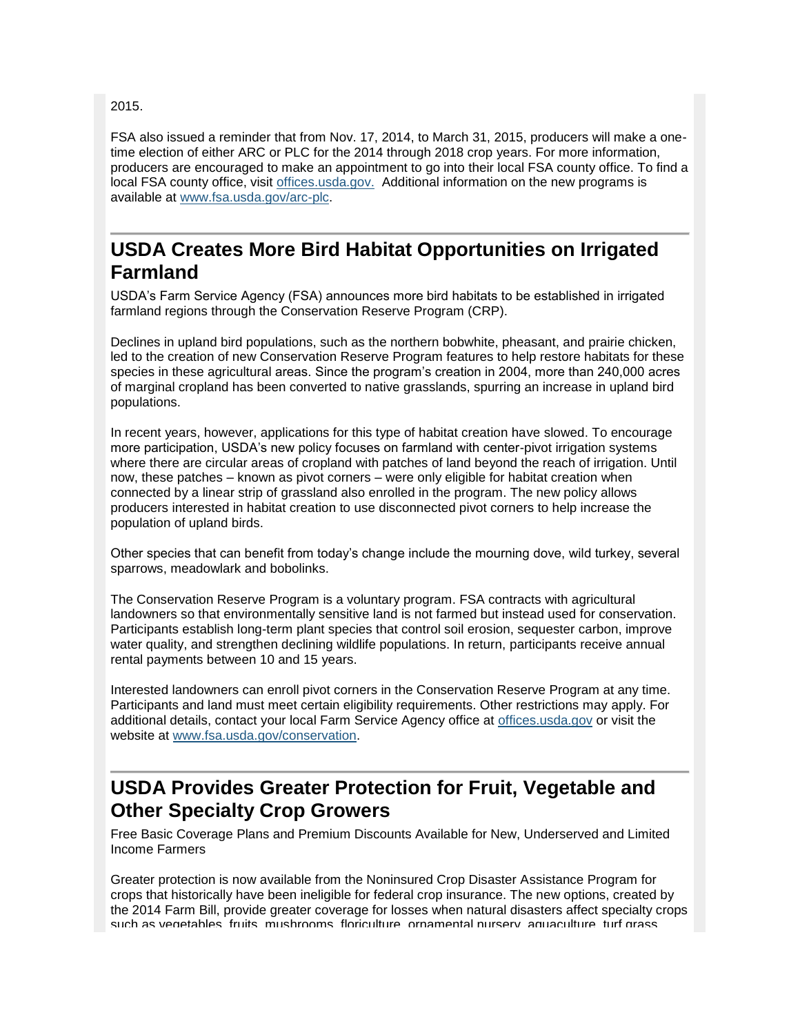2015.

FSA also issued a reminder that from Nov. 17, 2014, to March 31, 2015, producers will make a one-time election of either ARC or PLC for the 2014 through 2018 crop years. For more information, producers are encouraged to make an appointment to go into their local FSA county office. To find a local FSA county office, visit offices.usda.gov. Additional information on the new programs is available at www.fsa.usda.gov/arc-plc.

## USDA Creates More Bird Habitat Opportunities on Irrigated Farmland

USDA's Farm Service Agency (FSA) announces more bird habitats to be established in irrigated farmland regions through the Conservation Reserve Program (CRP).

Declines in upland bird populations, such as the northern bobwhite, pheasant, and prairie chicken, led to the creation of new Conservation Reserve Program features to help restore habitats for these species in these agricultural areas. Since the program's creation in 2004, more than 240,000 acres of marginal cropland has been converted to native grasslands, spurring an increase in upland bird populations.

In recent years, however, applications for this type of habitat creation have slowed. To encourage more participation, USDA's new policy focuses on farmland with center-pivot irrigation systems where there are circular areas of cropland with patches of land beyond the reach of irrigation. Until now, these patches – known as pivot corners – were only eligible for habitat creation when connected by a linear strip of grassland also enrolled in the program. The new policy allows producers interested in habitat creation to use disconnected pivot corners to help increase the population of upland birds.

Other species that can benefit from today's change include the mourning dove, wild turkey, several sparrows, meadowlark and bobolinks.

The Conservation Reserve Program is a voluntary program. FSA contracts with agricultural landowners so that environmentally sensitive land is not farmed but instead used for conservation. Participants establish long-term plant species that control soil erosion, sequester carbon, improve water quality, and strengthen declining wildlife populations. In return, participants receive annual rental payments between 10 and 15 years.

Interested landowners can enroll pivot corners in the Conservation Reserve Program at any time. Participants and land must meet certain eligibility requirements. Other restrictions may apply. For additional details, contact your local Farm Service Agency office at offices.usda.gov or visit the website at www.fsa.usda.gov/conservation.

## USDA Provides Greater Protection for Fruit, Vegetable and Other Specialty Crop Growers

Free Basic Coverage Plans and Premium Discounts Available for New, Underserved and Limited Income Farmers

Greater protection is now available from the Noninsured Crop Disaster Assistance Program for crops that historically have been ineligible for federal crop insurance. The new options, created by the 2014 Farm Bill, provide greater coverage for losses when natural disasters affect specialty crops such as vegetables, fruits, mushrooms, floriculture, ornamental nursery, aquaculture, turf grass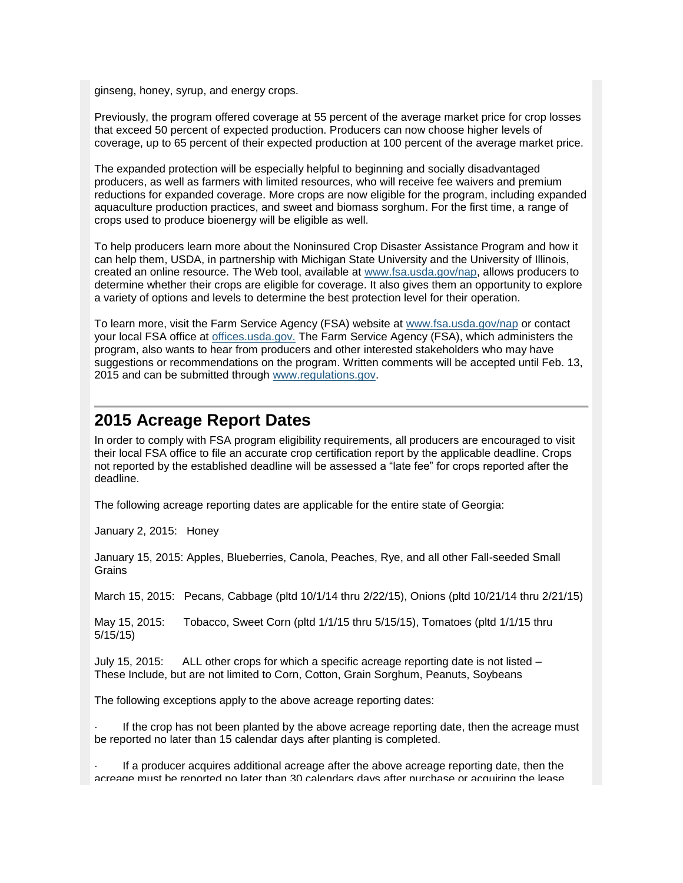ginseng, honey, syrup, and energy crops.

Previously, the program offered coverage at 55 percent of the average market price for crop losses that exceed 50 percent of expected production. Producers can now choose higher levels of coverage, up to 65 percent of their expected production at 100 percent of the average market price.

The expanded protection will be especially helpful to beginning and socially disadvantaged producers, as well as farmers with limited resources, who will receive fee waivers and premium reductions for expanded coverage. More crops are now eligible for the program, including expanded aquaculture production practices, and sweet and biomass sorghum. For the first time, a range of crops used to produce bioenergy will be eligible as well.

To help producers learn more about the Noninsured Crop Disaster Assistance Program and how it can help them, USDA, in partnership with Michigan State University and the University of Illinois, created an online resource. The Web tool, available at [www.fsa.usda.gov/nap](www.fsa.usda.gov/nap), allows producers to determine whether their crops are eligible for coverage. It also gives them an opportunity to explore a variety of options and levels to determine the best protection level for their operation.

To learn more, visit the Farm Service Agency (FSA) website at [www.fsa.usda.gov/nap](www.fsa.usda.gov/nap) or contact your local FSA office at [offices.usda.gov.](offices.usda.gov) The Farm Service Agency (FSA), which administers the program, also wants to hear from producers and other interested stakeholders who may have suggestions or recommendations on the program. Written comments will be accepted until Feb. 13, 2015 and can be submitted through [www.regulations.gov](www.regulations.gov).

## 2015 Acreage Report Dates

In order to comply with FSA program eligibility requirements, all producers are encouraged to visit their local FSA office to file an accurate crop certification report by the applicable deadline. Crops not reported by the established deadline will be assessed a "late fee" for crops reported after the deadline.

The following acreage reporting dates are applicable for the entire state of Georgia:

January 2, 2015: Honey

January 15, 2015: Apples, Blueberries, Canola, Peaches, Rye, and all other Fall-seeded Small Grains

March 15, 2015: Pecans, Cabbage (pltd 10/1/14 thru 2/22/15), Onions (pltd 10/21/14 thru 2/21/15)

May 15, 2015: Tobacco, Sweet Corn (pltd 1/1/15 thru 5/15/15), Tomatoes (pltd 1/1/15 thru 5/15/15)

July 15, 2015: ALL other crops for which a specific acreage reporting date is not listed – These Include, but are not limited to Corn, Cotton, Grain Sorghum, Peanuts, Soybeans

The following exceptions apply to the above acreage reporting dates:

- If the crop has not been planted by the above acreage reporting date, then the acreage must be reported no later than 15 calendar days after planting is completed.
- If a producer acquires additional acreage after the above acreage reporting date, then the acreage must be reported no later than 30 calendars days after purchase or acquiring the lease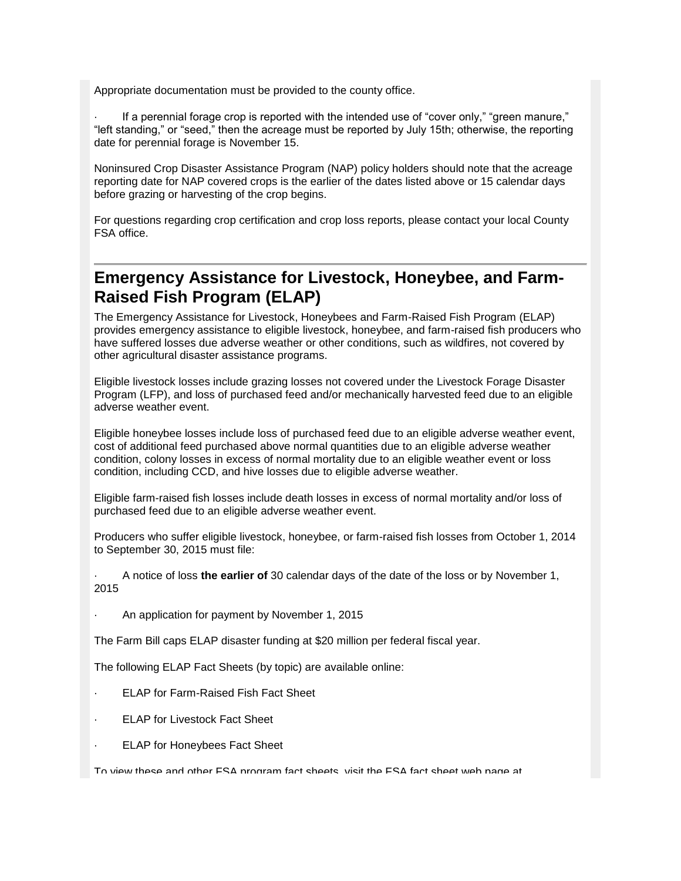Appropriate documentation must be provided to the county office.

- If a perennial forage crop is reported with the intended use of “cover only,” “green manure,” “left standing,” or “seed,” then the acreage must be reported by July 15th; otherwise, the reporting date for perennial forage is November 15.

Noninsured Crop Disaster Assistance Program (NAP) policy holders should note that the acreage reporting date for NAP covered crops is the earlier of the dates listed above or 15 calendar days before grazing or harvesting of the crop begins.

For questions regarding crop certification and crop loss reports, please contact your local County FSA office.

## Emergency Assistance for Livestock, Honeybee, and Farm-Raised Fish Program (ELAP)

The Emergency Assistance for Livestock, Honeybees and Farm-Raised Fish Program (ELAP) provides emergency assistance to eligible livestock, honeybee, and farm-raised fish producers who have suffered losses due adverse weather or other conditions, such as wildfires, not covered by other agricultural disaster assistance programs.

Eligible livestock losses include grazing losses not covered under the Livestock Forage Disaster Program (LFP), and loss of purchased feed and/or mechanically harvested feed due to an eligible adverse weather event.

Eligible honeybee losses include loss of purchased feed due to an eligible adverse weather event, cost of additional feed purchased above normal quantities due to an eligible adverse weather condition, colony losses in excess of normal mortality due to an eligible weather event or loss condition, including CCD, and hive losses due to eligible adverse weather.

Eligible farm-raised fish losses include death losses in excess of normal mortality and/or loss of purchased feed due to an eligible adverse weather event.

Producers who suffer eligible livestock, honeybee, or farm-raised fish losses from October 1, 2014 to September 30, 2015 must file:

- A notice of loss **the earlier of** 30 calendar days of the date of the loss or by November 1, 2015
- An application for payment by November 1, 2015

The Farm Bill caps ELAP disaster funding at $20 million per federal fiscal year.

The following ELAP Fact Sheets (by topic) are available online:

- ELAP for Farm-Raised Fish Fact Sheet
- ELAP for Livestock Fact Sheet
- ELAP for Honeybees Fact Sheet

To view these and other FSA program fact sheets, visit the FSA fact sheet web page at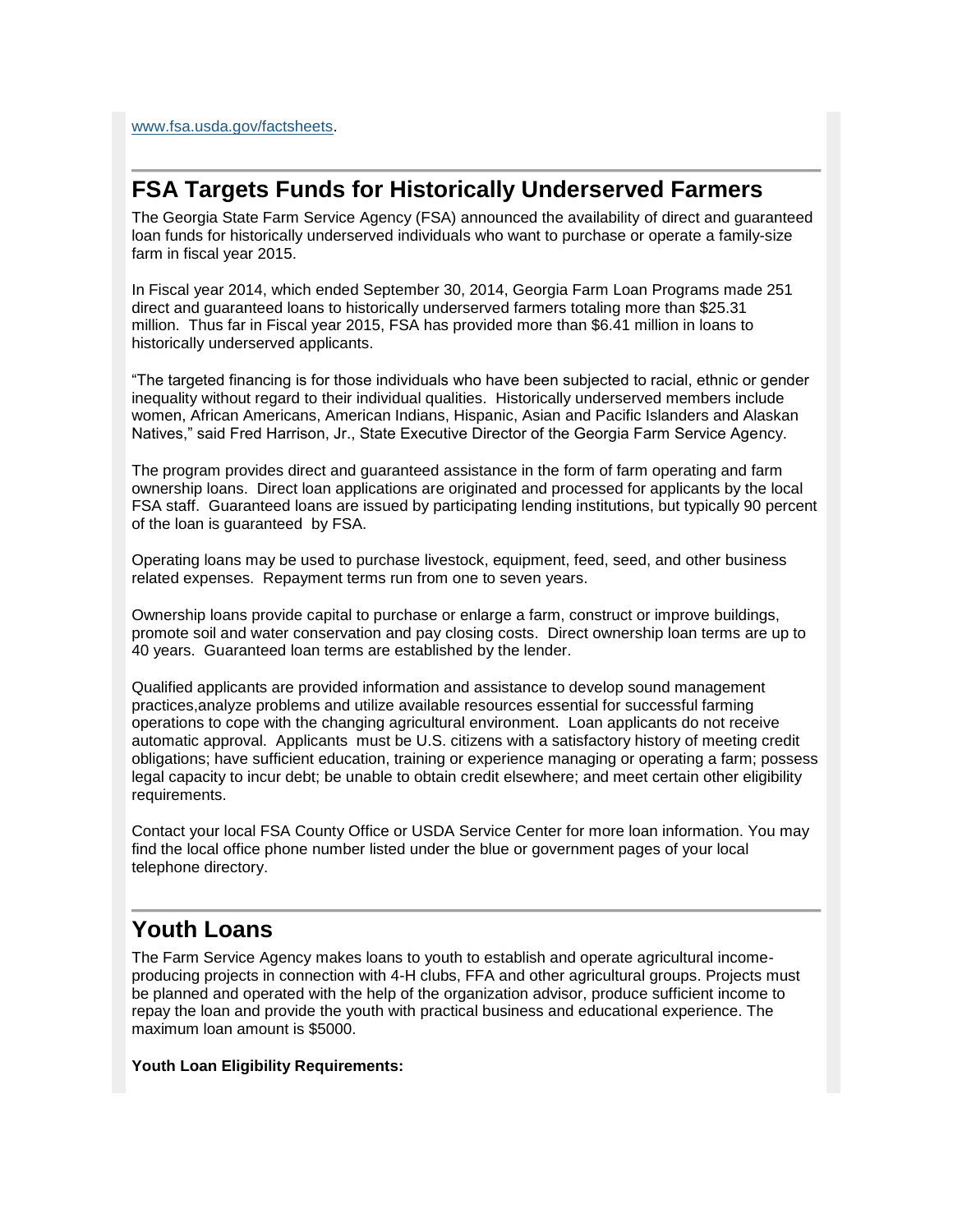www.fsa.usda.gov/factsheets.

## FSA Targets Funds for Historically Underserved Farmers

The Georgia State Farm Service Agency (FSA) announced the availability of direct and guaranteed loan funds for historically underserved individuals who want to purchase or operate a family-size farm in fiscal year 2015.

In Fiscal year 2014, which ended September 30, 2014, Georgia Farm Loan Programs made 251 direct and guaranteed loans to historically underserved farmers totaling more than $25.31 million. Thus far in Fiscal year 2015, FSA has provided more than $6.41 million in loans to historically underserved applicants.

“The targeted financing is for those individuals who have been subjected to racial, ethnic or gender inequality without regard to their individual qualities. Historically underserved members include women, African Americans, American Indians, Hispanic, Asian and Pacific Islanders and Alaskan Natives,” said Fred Harrison, Jr., State Executive Director of the Georgia Farm Service Agency.

The program provides direct and guaranteed assistance in the form of farm operating and farm ownership loans. Direct loan applications are originated and processed for applicants by the local FSA staff. Guaranteed loans are issued by participating lending institutions, but typically 90 percent of the loan is guaranteed by FSA.

Operating loans may be used to purchase livestock, equipment, feed, seed, and other business related expenses. Repayment terms run from one to seven years.

Ownership loans provide capital to purchase or enlarge a farm, construct or improve buildings, promote soil and water conservation and pay closing costs. Direct ownership loan terms are up to 40 years. Guaranteed loan terms are established by the lender.

Qualified applicants are provided information and assistance to develop sound management practices,analyze problems and utilize available resources essential for successful farming operations to cope with the changing agricultural environment. Loan applicants do not receive automatic approval. Applicants must be U.S. citizens with a satisfactory history of meeting credit obligations; have sufficient education, training or experience managing or operating a farm; possess legal capacity to incur debt; be unable to obtain credit elsewhere; and meet certain other eligibility requirements.

Contact your local FSA County Office or USDA Service Center for more loan information. You may find the local office phone number listed under the blue or government pages of your local telephone directory.

## Youth Loans

The Farm Service Agency makes loans to youth to establish and operate agricultural income-producing projects in connection with 4-H clubs, FFA and other agricultural groups. Projects must be planned and operated with the help of the organization advisor, produce sufficient income to repay the loan and provide the youth with practical business and educational experience. The maximum loan amount is $5000.

**Youth Loan Eligibility Requirements:**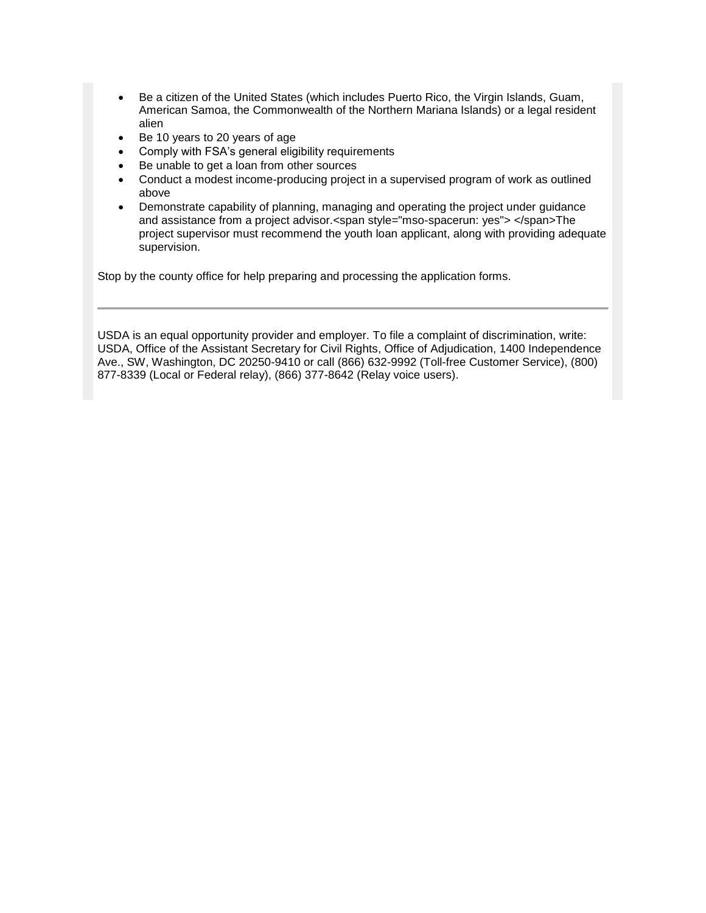- Be a citizen of the United States (which includes Puerto Rico, the Virgin Islands, Guam, American Samoa, the Commonwealth of the Northern Mariana Islands) or a legal resident alien
- Be 10 years to 20 years of age
- Comply with FSA's general eligibility requirements
- Be unable to get a loan from other sources
- Conduct a modest income-producing project in a supervised program of work as outlined above
- Demonstrate capability of planning, managing and operating the project under guidance and assistance from a project advisor.<span style="mso-spacerun: yes"> </span>The project supervisor must recommend the youth loan applicant, along with providing adequate supervision.

Stop by the county office for help preparing and processing the application forms.

---

USDA is an equal opportunity provider and employer. To file a complaint of discrimination, write: USDA, Office of the Assistant Secretary for Civil Rights, Office of Adjudication, 1400 Independence Ave., SW, Washington, DC 20250-9410 or call (866) 632-9992 (Toll-free Customer Service), (800) 877-8339 (Local or Federal relay), (866) 377-8642 (Relay voice users).